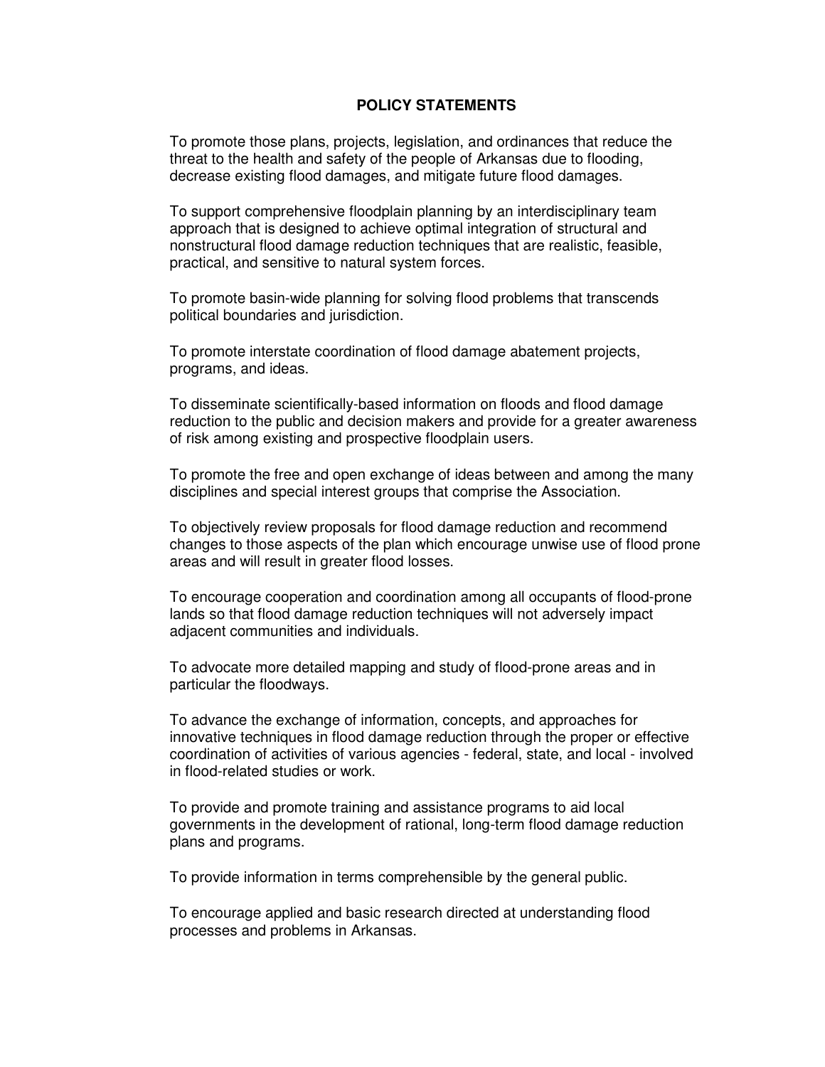## POLICY STATEMENTS

To promote those plans, projects, legislation, and ordinances that reduce the threat to the health and safety of the people of Arkansas due to flooding, decrease existing flood damages, and mitigate future flood damages.

To support comprehensive floodplain planning by an interdisciplinary team approach that is designed to achieve optimal integration of structural and nonstructural flood damage reduction techniques that are realistic, feasible, practical, and sensitive to natural system forces.

To promote basin-wide planning for solving flood problems that transcends political boundaries and jurisdiction.

To promote interstate coordination of flood damage abatement projects, programs, and ideas.

To disseminate scientifically-based information on floods and flood damage reduction to the public and decision makers and provide for a greater awareness of risk among existing and prospective floodplain users.

To promote the free and open exchange of ideas between and among the many disciplines and special interest groups that comprise the Association.

To objectively review proposals for flood damage reduction and recommend changes to those aspects of the plan which encourage unwise use of flood prone areas and will result in greater flood losses.

To encourage cooperation and coordination among all occupants of flood-prone lands so that flood damage reduction techniques will not adversely impact adjacent communities and individuals.

To advocate more detailed mapping and study of flood-prone areas and in particular the floodways.

To advance the exchange of information, concepts, and approaches for innovative techniques in flood damage reduction through the proper or effective coordination of activities of various agencies - federal, state, and local - involved in flood-related studies or work.

To provide and promote training and assistance programs to aid local governments in the development of rational, long-term flood damage reduction plans and programs.

To provide information in terms comprehensible by the general public.

To encourage applied and basic research directed at understanding flood processes and problems in Arkansas.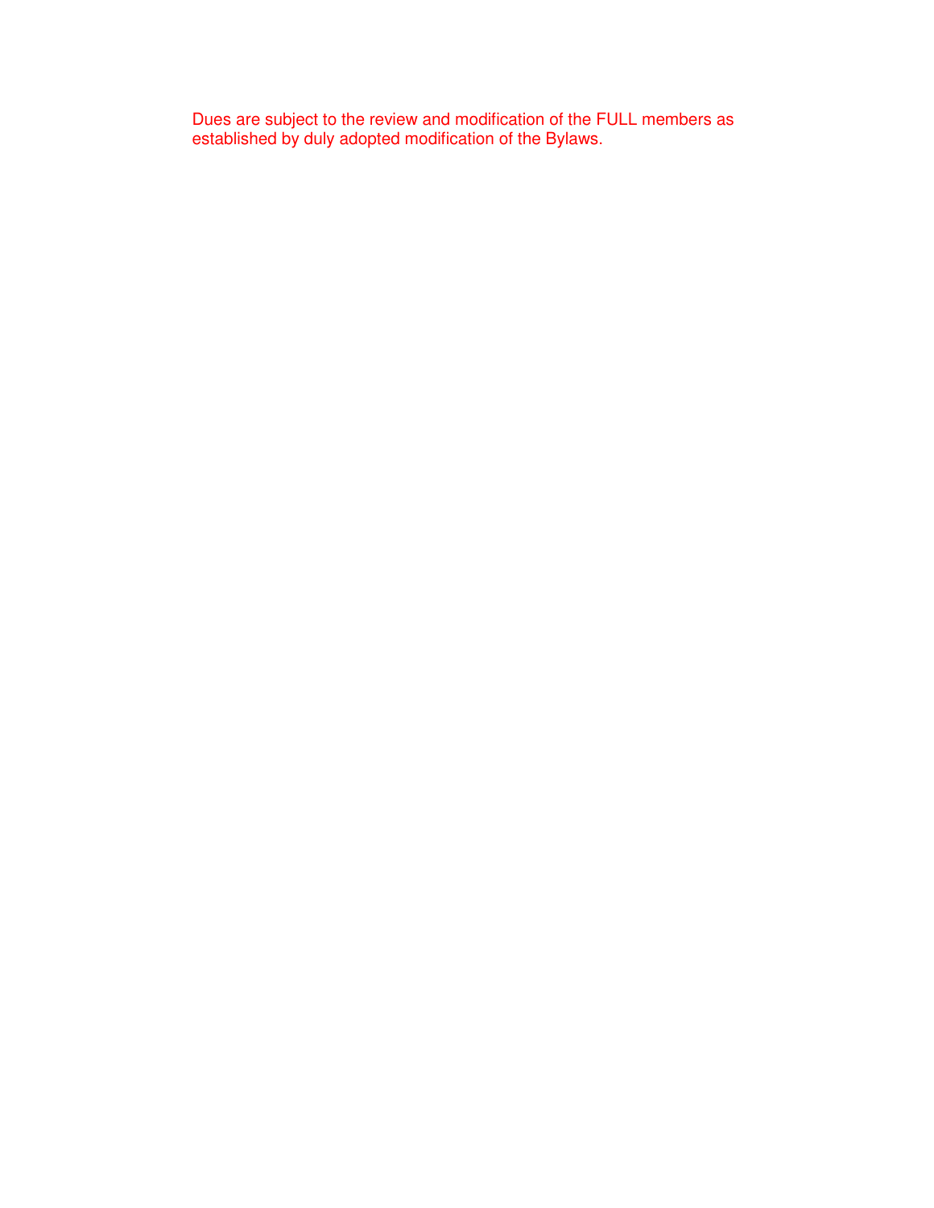Dues are subject to the review and modification of the FULL members as established by duly adopted modification of the Bylaws.